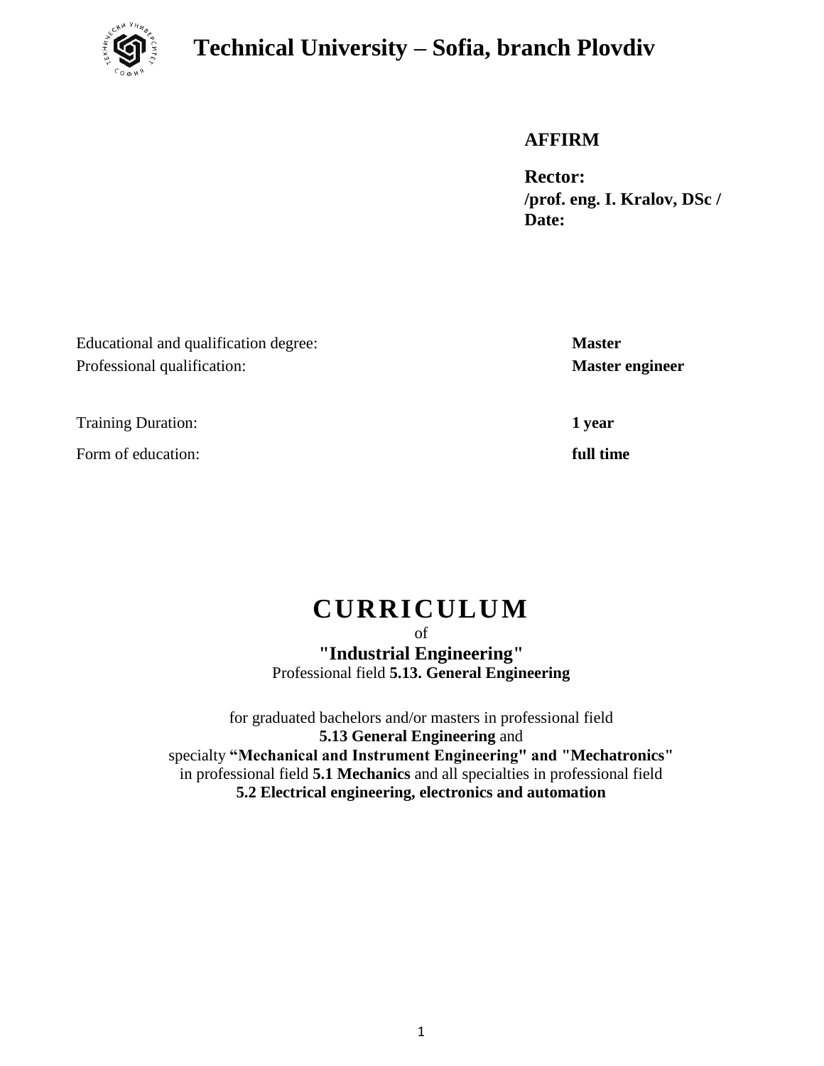# Technical University – Sofia, branch Plovdiv

**AFFIRM**

**Rector:**
**/prof. eng. I. Kralov, DSc /**
**Date:**

| | |
|---|---|
| Educational and qualification degree: | **Master** |
| Professional qualification: | **Master engineer** |
| Training Duration: | **1 year** |
| Form of education: | **full time** |

# CURRICULUM

of

## "Industrial Engineering"

Professional field **5.13. General Engineering**

for graduated bachelors and/or masters in professional field
**5.13 General Engineering** and
specialty **"Mechanical and Instrument Engineering" and "Mechatronics"**
in professional field **5.1 Mechanics** and all specialties in professional field
**5.2 Electrical engineering, electronics and automation**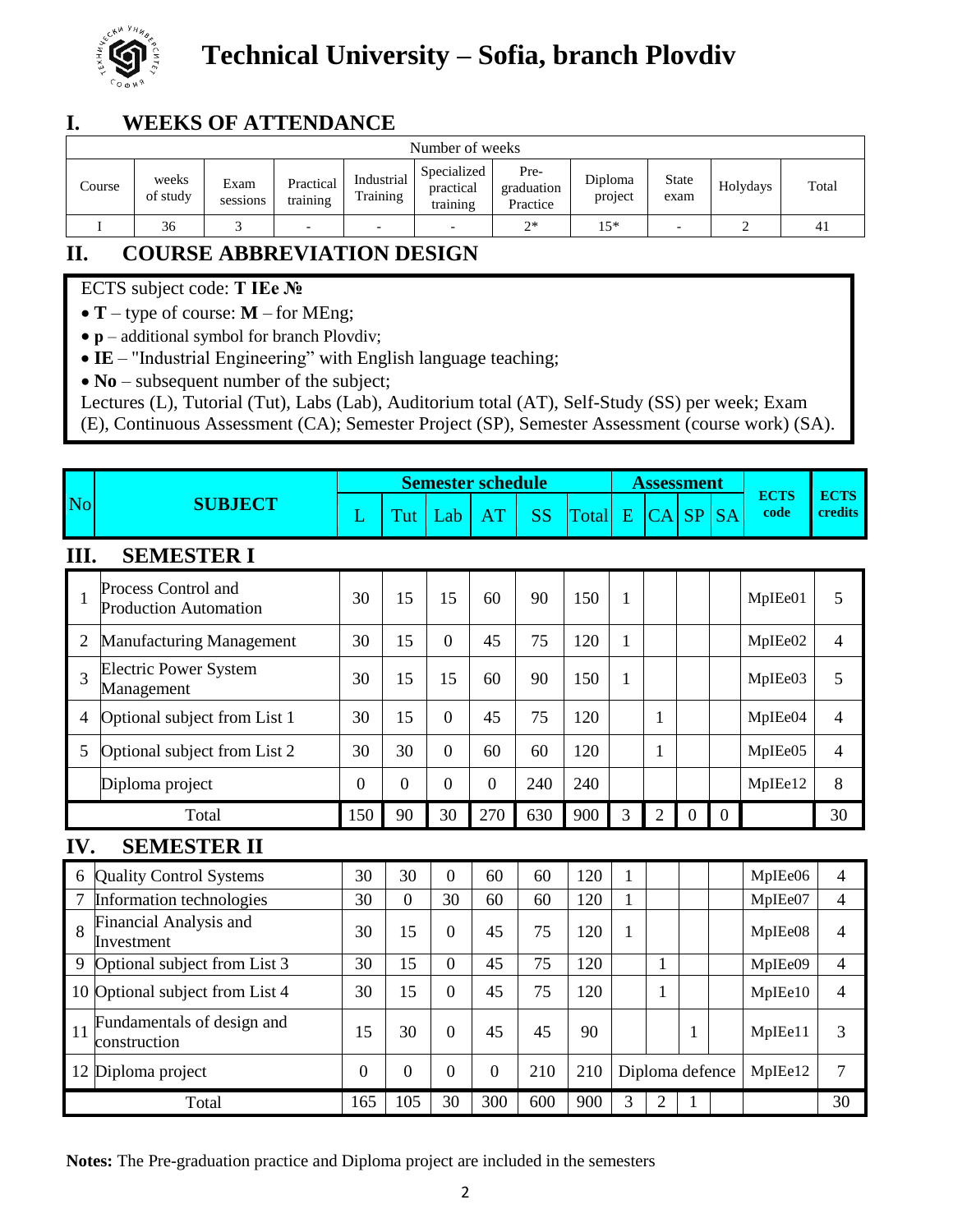# Technical University – Sofia, branch Plovdiv

## I. WEEKS OF ATTENDANCE

| Number of weeks | | | | | | | | | | |
|---|---|---|---|---|---|---|---|---|---|---|
| Course | weeks of study | Exam sessions | Practical training | Industrial Training | Specialized practical training | Pre-graduation Practice | Diploma project | State exam | Holydays | Total |
| I | 36 | 3 | - | - | - | 2* | 15* | - | 2 | 41 |

## II. COURSE ABBREVIATION DESIGN

ECTS subject code: **T IEe №**

- **T** – type of course: **M** – for MEng;
- **p** – additional symbol for branch Plovdiv;
- **IE** – "Industrial Engineering" with English language teaching;
- **No** – subsequent number of the subject;

Lectures (L), Tutorial (Tut), Labs (Lab), Auditorium total (AT), Self-Study (SS) per week; Exam (E), Continuous Assessment (CA); Semester Project (SP), Semester Assessment (course work) (SA).

| No | SUBJECT | Semester schedule | | | | | | Assessment | | | | ECTS code | ECTS credits |
|---|---|---|---|---|---|---|---|---|---|---|---|---|---|
| | | L | Tut | Lab | AT | SS | Total | E | CA | SP | SA | | |
| | **III. SEMESTER I** | | | | | | | | | | | | |
| 1 | Process Control and Production Automation | 30 | 15 | 15 | 60 | 90 | 150 | 1 | | | | MpIEe01 | 5 |
| 2 | Manufacturing Management | 30 | 15 | 0 | 45 | 75 | 120 | 1 | | | | MpIEe02 | 4 |
| 3 | Electric Power System Management | 30 | 15 | 15 | 60 | 90 | 150 | 1 | | | | MpIEe03 | 5 |
| 4 | Optional subject from List 1 | 30 | 15 | 0 | 45 | 75 | 120 | | 1 | | | MpIEe04 | 4 |
| 5 | Optional subject from List 2 | 30 | 30 | 0 | 60 | 60 | 120 | | 1 | | | MpIEe05 | 4 |
| | Diploma project | 0 | 0 | 0 | 0 | 240 | 240 | | | | | MpIEe12 | 8 |
| | Total | 150 | 90 | 30 | 270 | 630 | 900 | 3 | 2 | 0 | 0 | | 30 |
| | **IV. SEMESTER II** | | | | | | | | | | | | |
| 6 | Quality Control Systems | 30 | 30 | 0 | 60 | 60 | 120 | 1 | | | | MpIEe06 | 4 |
| 7 | Information technologies | 30 | 0 | 30 | 60 | 60 | 120 | 1 | | | | MpIEe07 | 4 |
| 8 | Financial Analysis and Investment | 30 | 15 | 0 | 45 | 75 | 120 | 1 | | | | MpIEe08 | 4 |
| 9 | Optional subject from List 3 | 30 | 15 | 0 | 45 | 75 | 120 | | 1 | | | MpIEe09 | 4 |
| 10 | Optional subject from List 4 | 30 | 15 | 0 | 45 | 75 | 120 | | 1 | | | MpIEe10 | 4 |
| 11 | Fundamentals of design and construction | 15 | 30 | 0 | 45 | 45 | 90 | | | 1 | | MpIEe11 | 3 |
| 12 | Diploma project | 0 | 0 | 0 | 0 | 210 | 210 | Diploma defence | | | | MpIEe12 | 7 |
| | Total | 165 | 105 | 30 | 300 | 600 | 900 | 3 | 2 | 1 | | | 30 |

**Notes:** The Pre-graduation practice and Diploma project are included in the semesters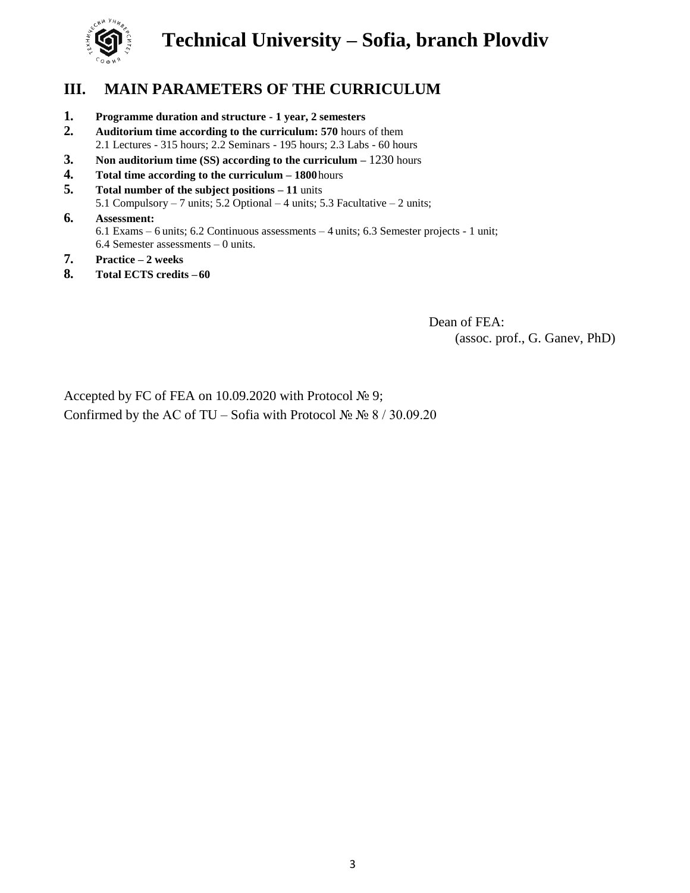# Technical University – Sofia, branch Plovdiv

## III. MAIN PARAMETERS OF THE CURRICULUM

1. **Programme duration and structure - 1 year, 2 semesters**
2. **Auditorium time according to the curriculum: 570** hours of them
   2.1 Lectures - 315 hours; 2.2 Seminars - 195 hours; 2.3 Labs - 60 hours
3. **Non auditorium time (SS) according to the curriculum –** 1230 hours
4. **Total time according to the curriculum – 1800** hours
5. **Total number of the subject positions – 11** units
   5.1 Compulsory – 7 units; 5.2 Optional – 4 units; 5.3 Facultative – 2 units;
6. **Assessment:**
   6.1 Exams – 6 units; 6.2 Continuous assessments – 4 units; 6.3 Semester projects - 1 unit;
   6.4 Semester assessments – 0 units.
7. **Practice – 2 weeks**
8. **Total ECTS credits – 60**

Dean of FEA:
(assoc. prof., G. Ganev, PhD)

Accepted by FC of FEA on 10.09.2020 with Protocol № 9;
Confirmed by the AC of TU – Sofia with Protocol № № 8 / 30.09.20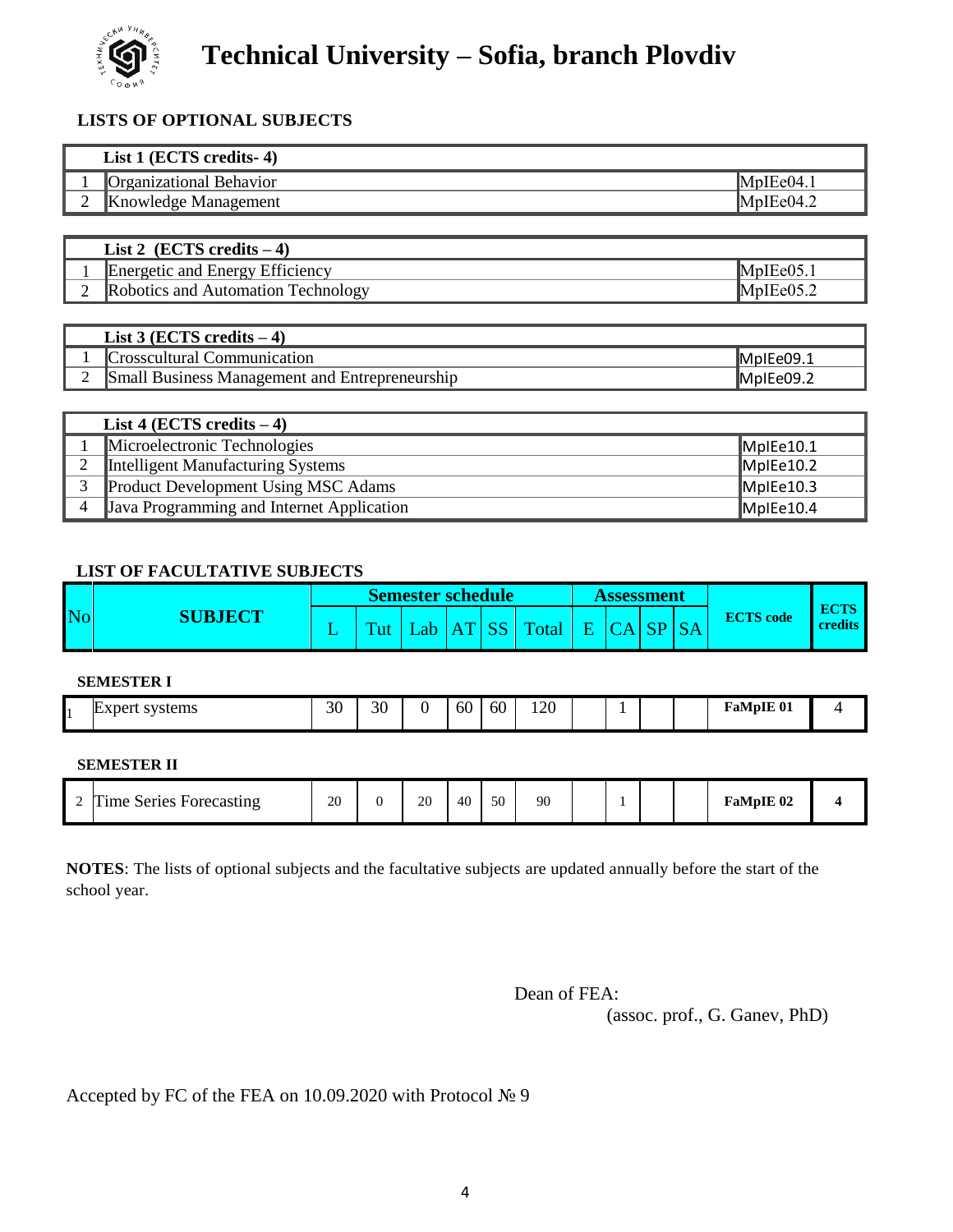# Technical University – Sofia, branch Plovdiv

## LISTS OF OPTIONAL SUBJECTS

| | List 1 (ECTS credits- 4) | |
|---|---|---|
| 1 | Organizational Behavior | MpIEe04.1 |
| 2 | Knowledge Management | MpIEe04.2 |

| | List 2 (ECTS credits – 4) | |
|---|---|---|
| 1 | Energetic and Energy Efficiency | MpIEe05.1 |
| 2 | Robotics and Automation Technology | MpIEe05.2 |

| | List 3 (ECTS credits – 4) | |
|---|---|---|
| 1 | Crosscultural Communication | MpIEe09.1 |
| 2 | Small Business Management and Entrepreneurship | MpIEe09.2 |

| | List 4 (ECTS credits – 4) | |
|---|---|---|
| 1 | Microelectronic Technologies | MpIEe10.1 |
| 2 | Intelligent Manufacturing Systems | MpIEe10.2 |
| 3 | Product Development Using MSC Adams | MpIEe10.3 |
| 4 | Java Programming and Internet Application | MpIEe10.4 |

## LIST OF FACULTATIVE SUBJECTS

| No | SUBJECT | Semester schedule | | | | | | Assessment | | | | ECTS code | ECTS credits |
|---|---|---|---|---|---|---|---|---|---|---|---|---|---|
| | | L | Tut | Lab | AT | SS | Total | E | CA | SP | SA | | |
| **SEMESTER I** | | | | | | | | | | | | | |
| 1 | Expert systems | 30 | 30 | 0 | 60 | 60 | 120 | | 1 | | | FaMpIE 01 | 4 |
| **SEMESTER II** | | | | | | | | | | | | | |
| 2 | Time Series Forecasting | 20 | 0 | 20 | 40 | 50 | 90 | | 1 | | | FaMpIE 02 | 4 |

**NOTES**: The lists of optional subjects and the facultative subjects are updated annually before the start of the school year.

Dean of FEA:
(assoc. prof., G. Ganev, PhD)

Accepted by FC of the FEA on 10.09.2020 with Protocol № 9